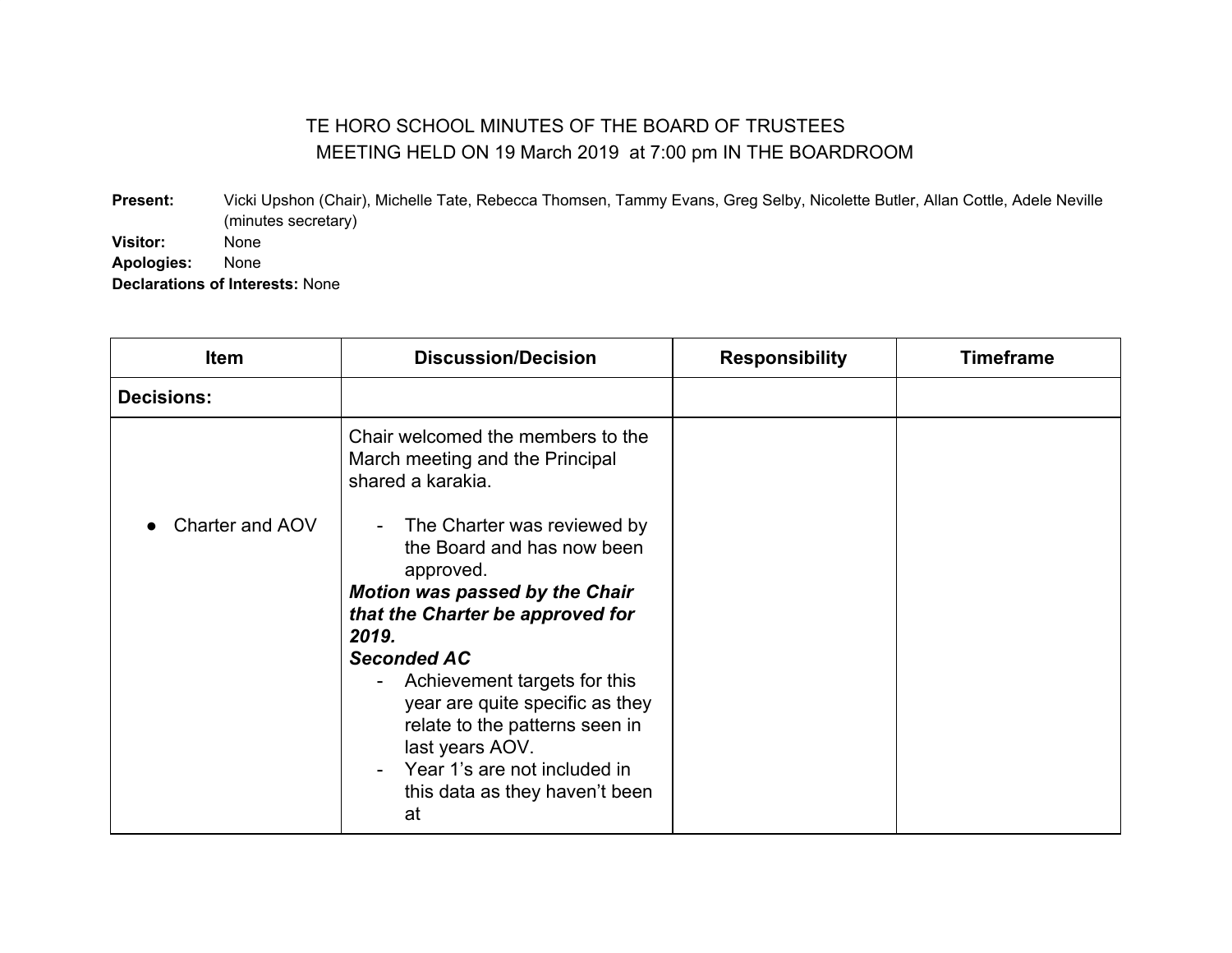# TE HORO SCHOOL MINUTES OF THE BOARD OF TRUSTEES MEETING HELD ON 19 March 2019 at 7:00 pm IN THE BOARDROOM

**Present:** Vicki Upshon (Chair), Michelle Tate, Rebecca Thomsen, Tammy Evans, Greg Selby, Nicolette Butler, Allan Cottle, Adele Neville (minutes secretary)

**Visitor:** None

**Apologies:** None

**Declarations of Interests:** None

| Item | Discussion/Decision | Responsibility | Timeframe |
|---|---|---|---|
| **Decisions:** | | | |
| • Charter and AOV | Chair welcomed the members to the March meeting and the Principal shared a karakia.<br><br>- The Charter was reviewed by the Board and has now been approved.<br>***Motion was passed by the Chair that the Charter be approved for 2019.***<br>***Seconded AC***<br>- Achievement targets for this year are quite specific as they relate to the patterns seen in last years AOV.<br>- Year 1's are not included in this data as they haven't been at | | |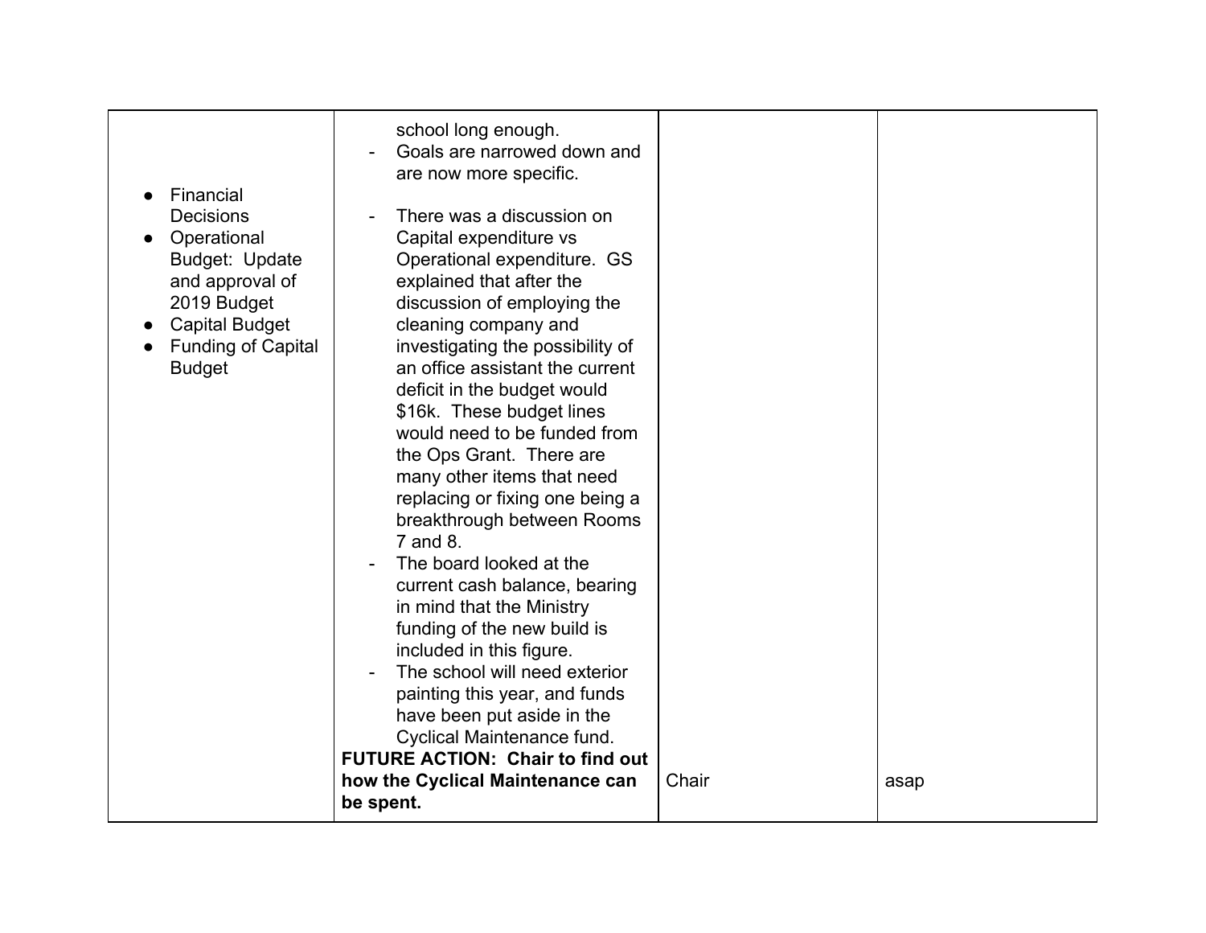| | | | |
|---|---|---|---|
| | school long enough.<br>- Goals are narrowed down and are now more specific. | | |
| • Financial Decisions<br>• Operational Budget: Update and approval of 2019 Budget<br>• Capital Budget<br>• Funding of Capital Budget | - There was a discussion on Capital expenditure vs Operational expenditure. GS explained that after the discussion of employing the cleaning company and investigating the possibility of an office assistant the current deficit in the budget would $16k. These budget lines would need to be funded from the Ops Grant. There are many other items that need replacing or fixing one being a breakthrough between Rooms 7 and 8.<br>- The board looked at the current cash balance, bearing in mind that the Ministry funding of the new build is included in this figure.<br>- The school will need exterior painting this year, and funds have been put aside in the Cyclical Maintenance fund.<br>**FUTURE ACTION: Chair to find out how the Cyclical Maintenance can be spent.** | Chair | asap |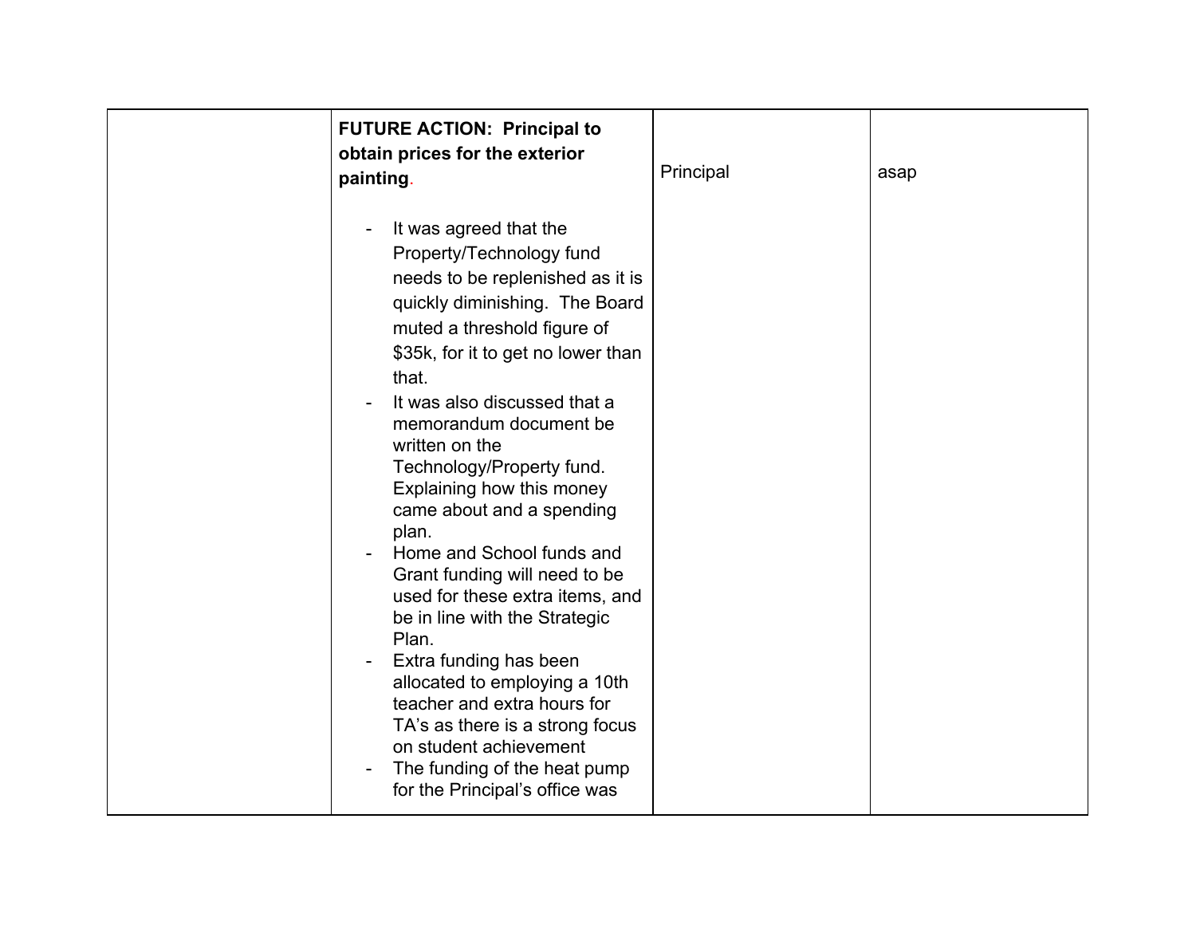| | | | |
|---|---|---|---|
| | **FUTURE ACTION: Principal to obtain prices for the exterior painting**.<br><br>- It was agreed that the Property/Technology fund needs to be replenished as it is quickly diminishing. The Board muted a threshold figure of $35k, for it to get no lower than that.<br>- It was also discussed that a memorandum document be written on the Technology/Property fund. Explaining how this money came about and a spending plan.<br>- Home and School funds and Grant funding will need to be used for these extra items, and be in line with the Strategic Plan.<br>- Extra funding has been allocated to employing a 10th teacher and extra hours for TA's as there is a strong focus on student achievement<br>- The funding of the heat pump for the Principal's office was | Principal | asap |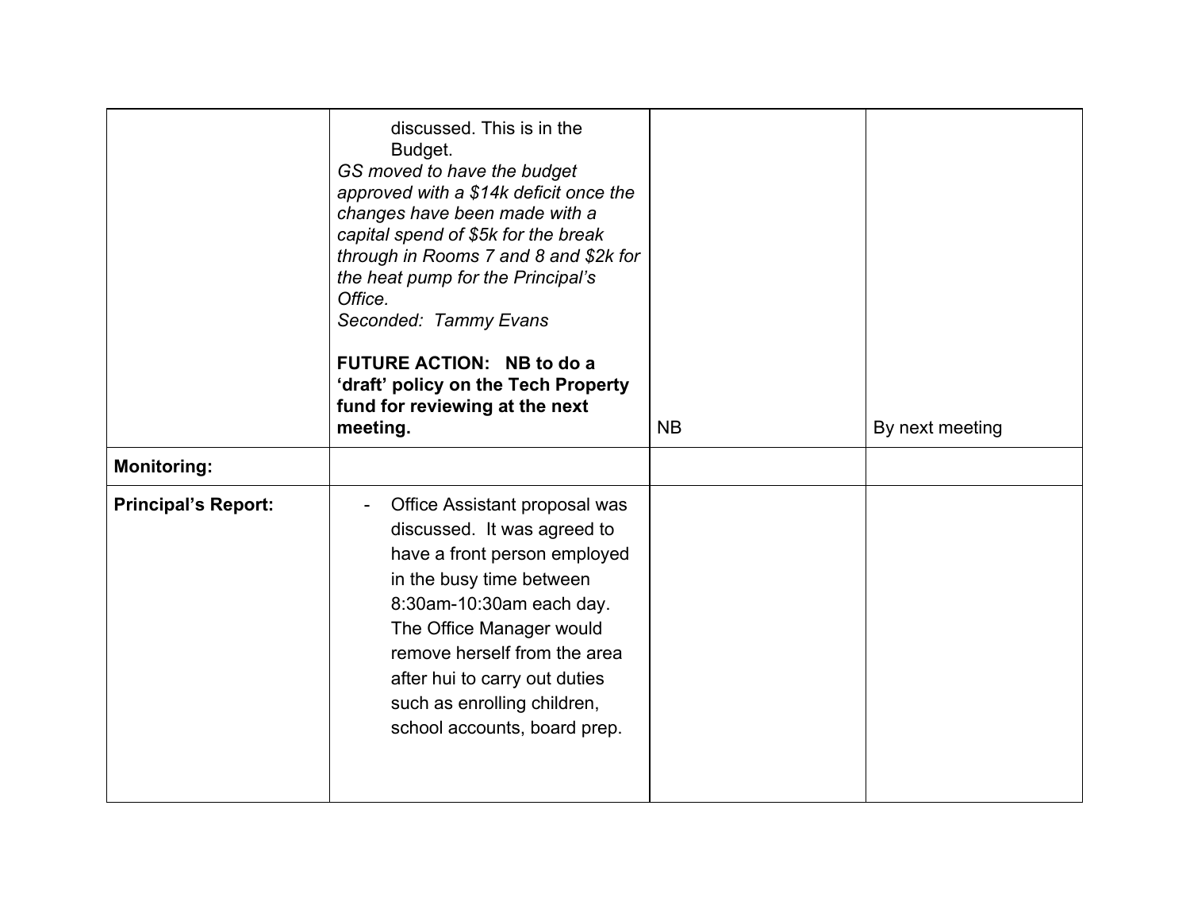| | | | |
|---|---|---|---|
| | discussed. This is in the Budget.<br>*GS moved to have the budget approved with a $14k deficit once the changes have been made with a capital spend of $5k for the break through in Rooms 7 and 8 and $2k for the heat pump for the Principal's Office.*<br>*Seconded: Tammy Evans*<br><br>**FUTURE ACTION: NB to do a 'draft' policy on the Tech Property fund for reviewing at the next meeting.** | NB | By next meeting |
| **Monitoring:** | | | |
| **Principal's Report:** | - Office Assistant proposal was discussed. It was agreed to have a front person employed in the busy time between 8:30am-10:30am each day. The Office Manager would remove herself from the area after hui to carry out duties such as enrolling children, school accounts, board prep. | | |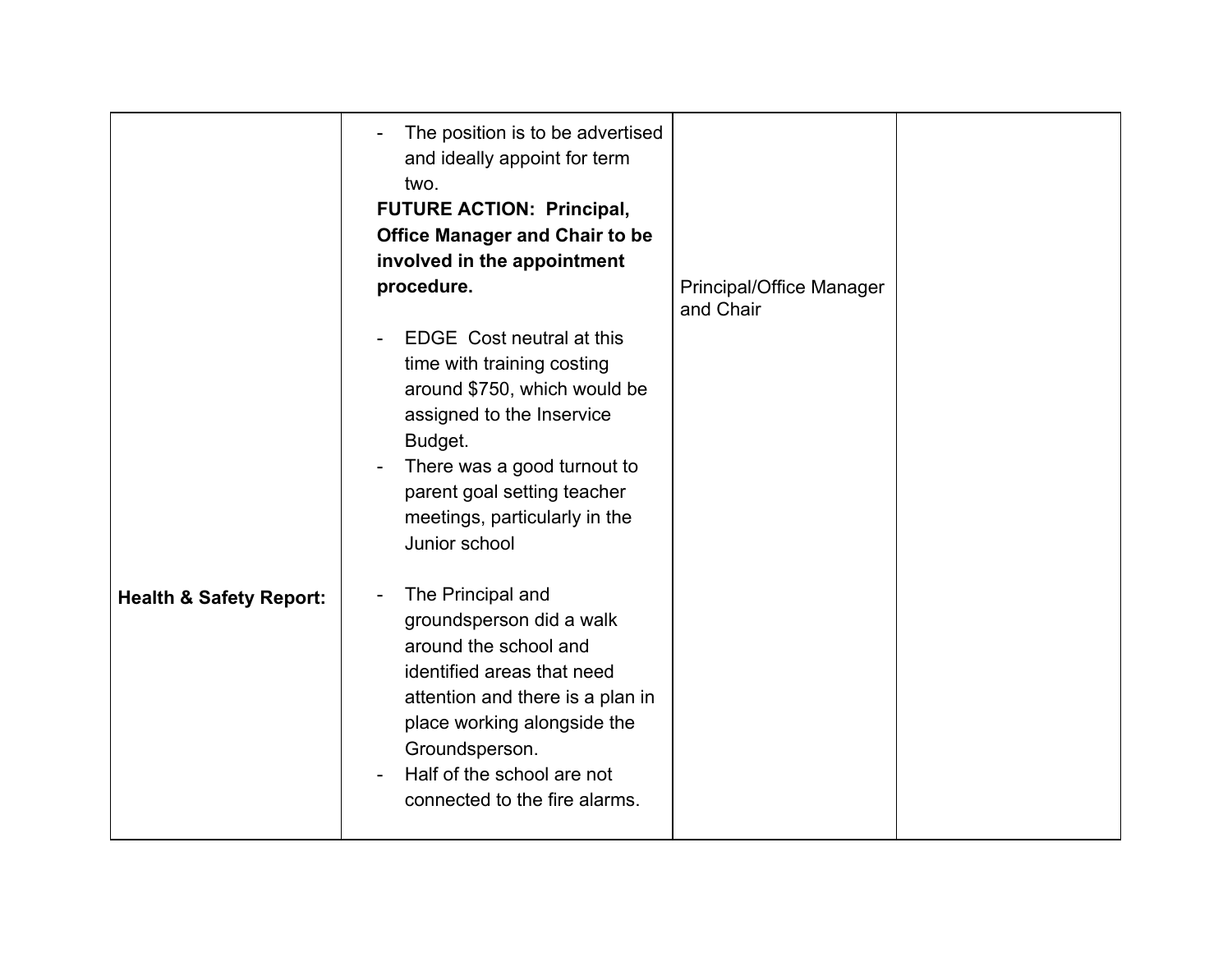| | | | |
|---|---|---|---|
| | - The position is to be advertised and ideally appoint for term two.<br>**FUTURE ACTION: Principal, Office Manager and Chair to be involved in the appointment procedure.**<br><br>- EDGE Cost neutral at this time with training costing around $750, which would be assigned to the Inservice Budget.<br>- There was a good turnout to parent goal setting teacher meetings, particularly in the Junior school | Principal/Office Manager and Chair | |
| **Health & Safety Report:** | - The Principal and groundsperson did a walk around the school and identified areas that need attention and there is a plan in place working alongside the Groundsperson.<br>- Half of the school are not connected to the fire alarms. | | |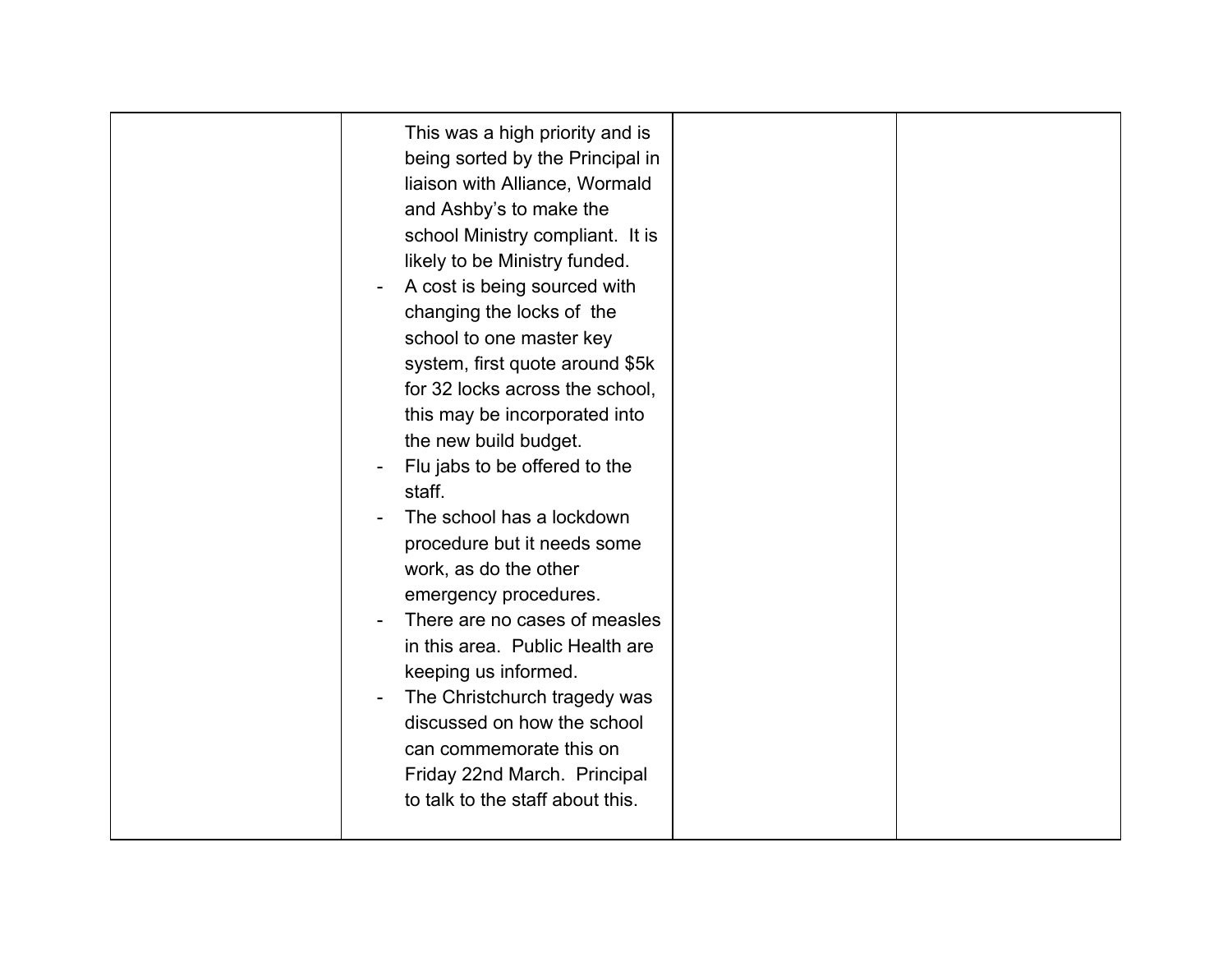| | | | |
|---|---|---|---|
| | This was a high priority and is being sorted by the Principal in liaison with Alliance, Wormald and Ashby's to make the school Ministry compliant. It is likely to be Ministry funded.<br>- A cost is being sourced with changing the locks of the school to one master key system, first quote around $5k for 32 locks across the school, this may be incorporated into the new build budget.<br>- Flu jabs to be offered to the staff.<br>- The school has a lockdown procedure but it needs some work, as do the other emergency procedures.<br>- There are no cases of measles in this area. Public Health are keeping us informed.<br>- The Christchurch tragedy was discussed on how the school can commemorate this on Friday 22nd March. Principal to talk to the staff about this. | | |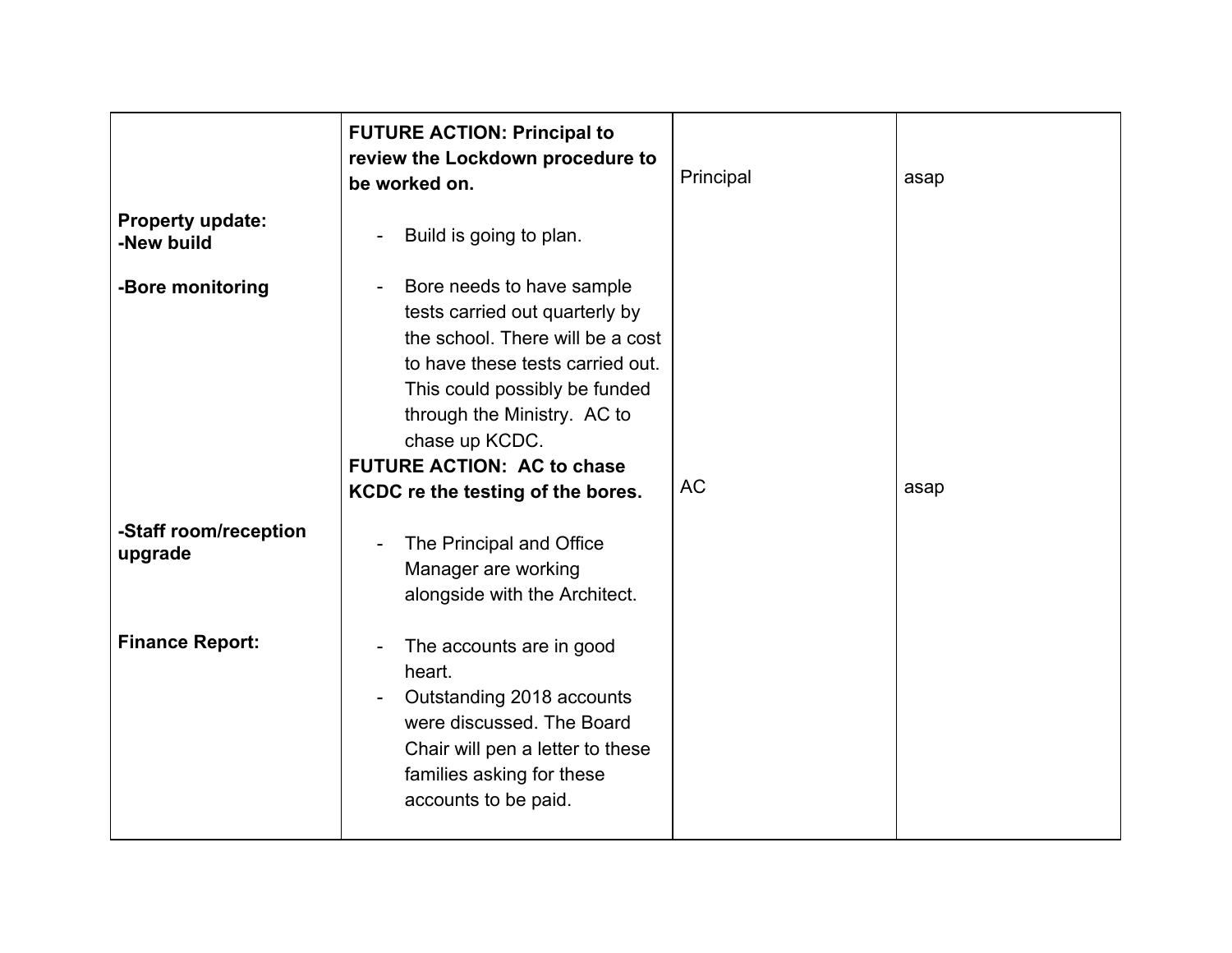| | | | |
|---|---|---|---|
| | **FUTURE ACTION: Principal to review the Lockdown procedure to be worked on.** | Principal | asap |
| **Property update:**<br>**-New build** | - Build is going to plan. | | |
| **-Bore monitoring** | - Bore needs to have sample tests carried out quarterly by the school. There will be a cost to have these tests carried out. This could possibly be funded through the Ministry. AC to chase up KCDC.<br>**FUTURE ACTION: AC to chase KCDC re the testing of the bores.** | AC | asap |
| **-Staff room/reception upgrade** | - The Principal and Office Manager are working alongside with the Architect. | | |
| **Finance Report:** | - The accounts are in good heart.<br>- Outstanding 2018 accounts were discussed. The Board Chair will pen a letter to these families asking for these accounts to be paid. | | |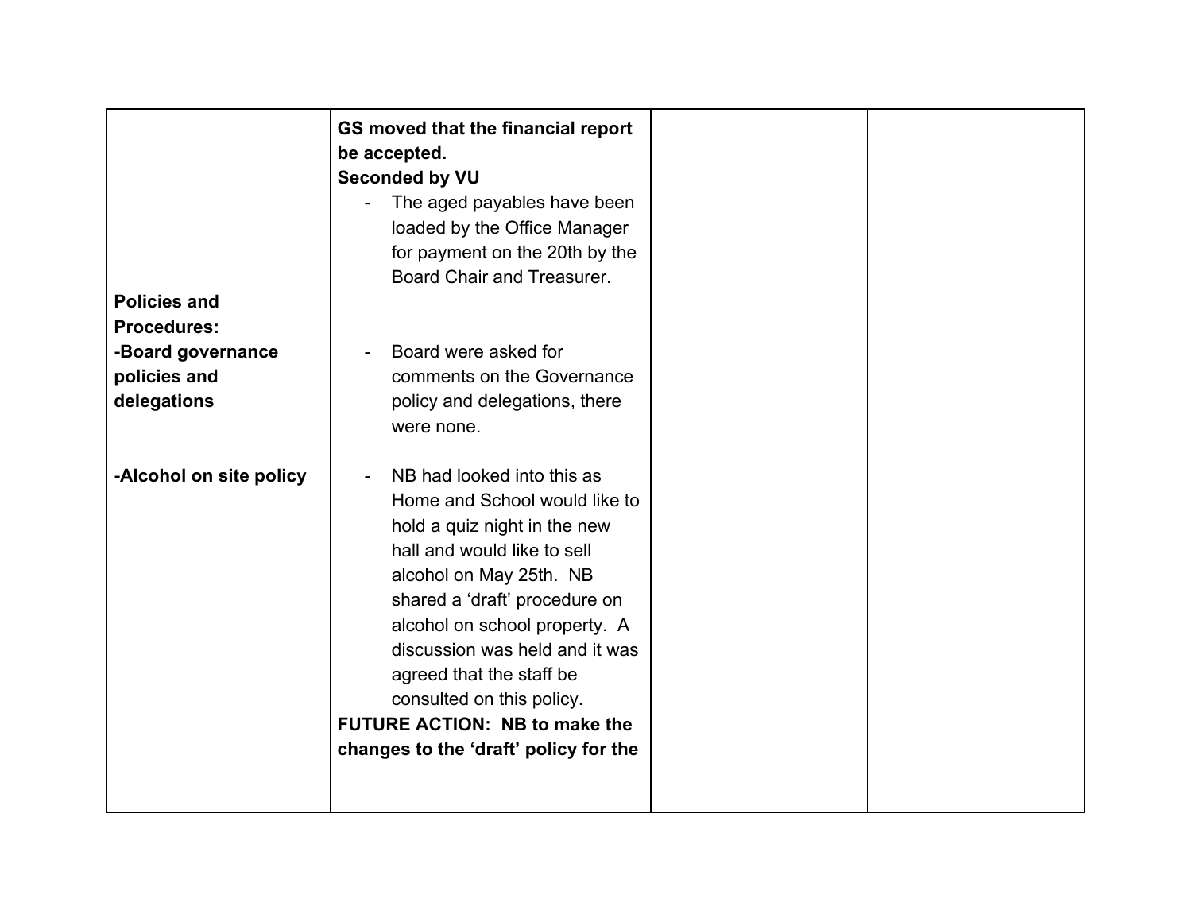| | | | |
|---|---|---|---|
| | **GS moved that the financial report be accepted.**<br>**Seconded by VU**<br>- The aged payables have been loaded by the Office Manager for payment on the 20th by the Board Chair and Treasurer. | | |
| **Policies and Procedures:**<br>**-Board governance policies and delegations** | - Board were asked for comments on the Governance policy and delegations, there were none. | | |
| **-Alcohol on site policy** | - NB had looked into this as Home and School would like to hold a quiz night in the new hall and would like to sell alcohol on May 25th. NB shared a 'draft' procedure on alcohol on school property. A discussion was held and it was agreed that the staff be consulted on this policy.<br>**FUTURE ACTION: NB to make the changes to the 'draft' policy for the** | | |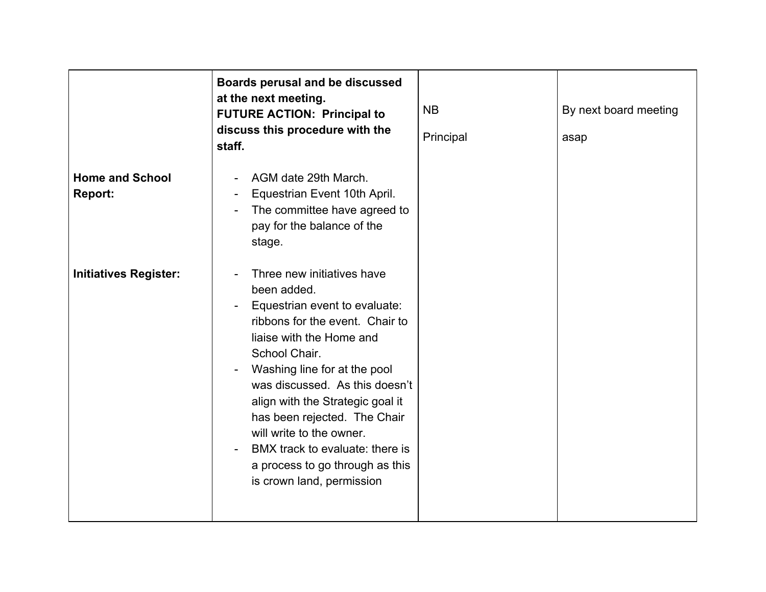| | | | |
|---|---|---|---|
| | **Boards perusal and be discussed at the next meeting.**<br>**FUTURE ACTION: Principal to discuss this procedure with the staff.** | NB<br><br>Principal | By next board meeting<br><br>asap |
| **Home and School Report:** | - AGM date 29th March.<br>- Equestrian Event 10th April.<br>- The committee have agreed to pay for the balance of the stage. | | |
| **Initiatives Register:** | - Three new initiatives have been added.<br>- Equestrian event to evaluate: ribbons for the event. Chair to liaise with the Home and School Chair.<br>- Washing line for at the pool was discussed. As this doesn't align with the Strategic goal it has been rejected. The Chair will write to the owner.<br>- BMX track to evaluate: there is a process to go through as this is crown land, permission | | |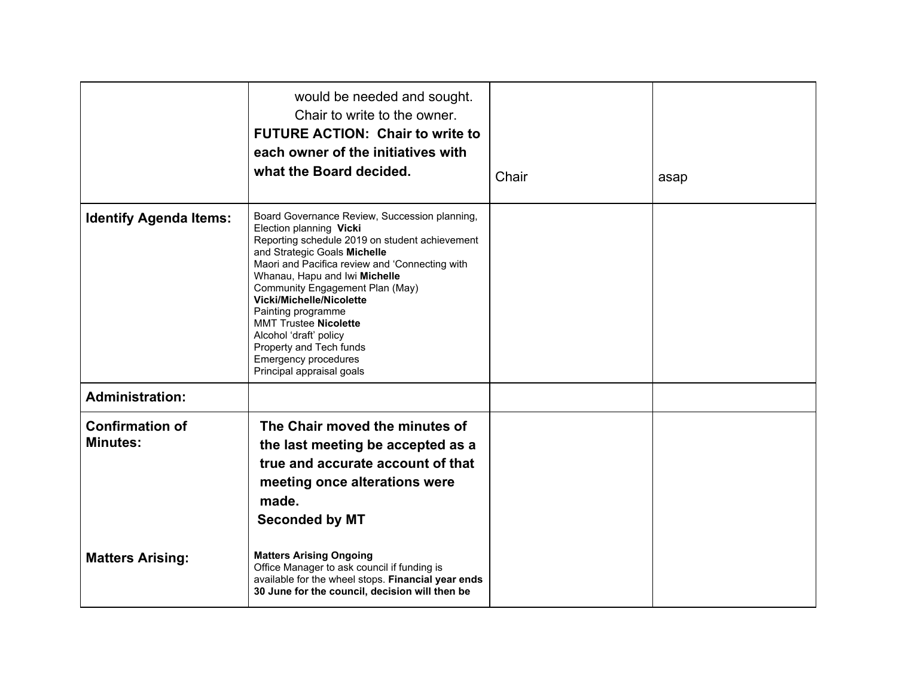| | | | |
|---|---|---|---|
| | would be needed and sought.<br>Chair to write to the owner.<br>**FUTURE ACTION: Chair to write to each owner of the initiatives with what the Board decided.** | Chair | asap |
| **Identify Agenda Items:** | Board Governance Review, Succession planning, Election planning **Vicki**<br>Reporting schedule 2019 on student achievement and Strategic Goals **Michelle**<br>Maori and Pacifica review and 'Connecting with Whanau, Hapu and Iwi **Michelle**<br>Community Engagement Plan (May) **Vicki/Michelle/Nicolette**<br>Painting programme<br>MMT Trustee **Nicolette**<br>Alcohol 'draft' policy<br>Property and Tech funds<br>Emergency procedures<br>Principal appraisal goals | | |
| **Administration:** | | | |
| **Confirmation of Minutes:**<br><br>**Matters Arising:** | **The Chair moved the minutes of the last meeting be accepted as a true and accurate account of that meeting once alterations were made.**<br>**Seconded by MT**<br><br>**Matters Arising Ongoing**<br>Office Manager to ask council if funding is available for the wheel stops. **Financial year ends 30 June for the council, decision will then be** | | |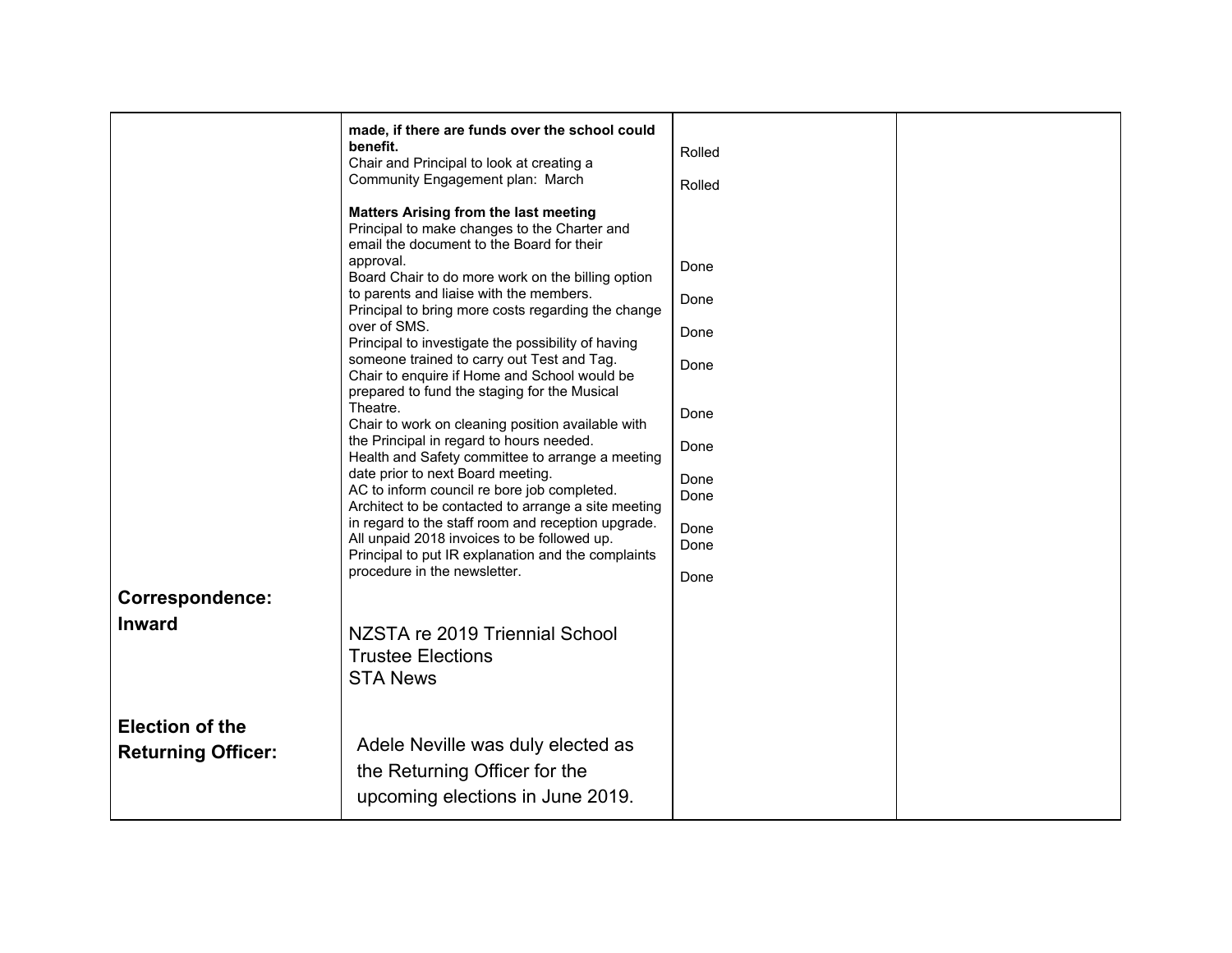| | | | |
|---|---|---|---|
| | **made, if there are funds over the school could benefit.**<br>Chair and Principal to look at creating a Community Engagement plan: March | Rolled<br>Rolled | |
| | **Matters Arising from the last meeting**<br>Principal to make changes to the Charter and email the document to the Board for their approval.<br>Board Chair to do more work on the billing option to parents and liaise with the members.<br>Principal to bring more costs regarding the change over of SMS.<br>Principal to investigate the possibility of having someone trained to carry out Test and Tag.<br>Chair to enquire if Home and School would be prepared to fund the staging for the Musical Theatre.<br>Chair to work on cleaning position available with the Principal in regard to hours needed.<br>Health and Safety committee to arrange a meeting date prior to next Board meeting.<br>AC to inform council re bore job completed.<br>Architect to be contacted to arrange a site meeting in regard to the staff room and reception upgrade.<br>All unpaid 2018 invoices to be followed up.<br>Principal to put IR explanation and the complaints procedure in the newsletter. | Done<br>Done<br>Done<br>Done<br>Done<br>Done<br>Done<br>Done<br>Done<br>Done<br>Done | |
| **Correspondence: Inward** | NZSTA re 2019 Triennial School Trustee Elections<br>STA News | | |
| **Election of the Returning Officer:** | Adele Neville was duly elected as the Returning Officer for the upcoming elections in June 2019. | | |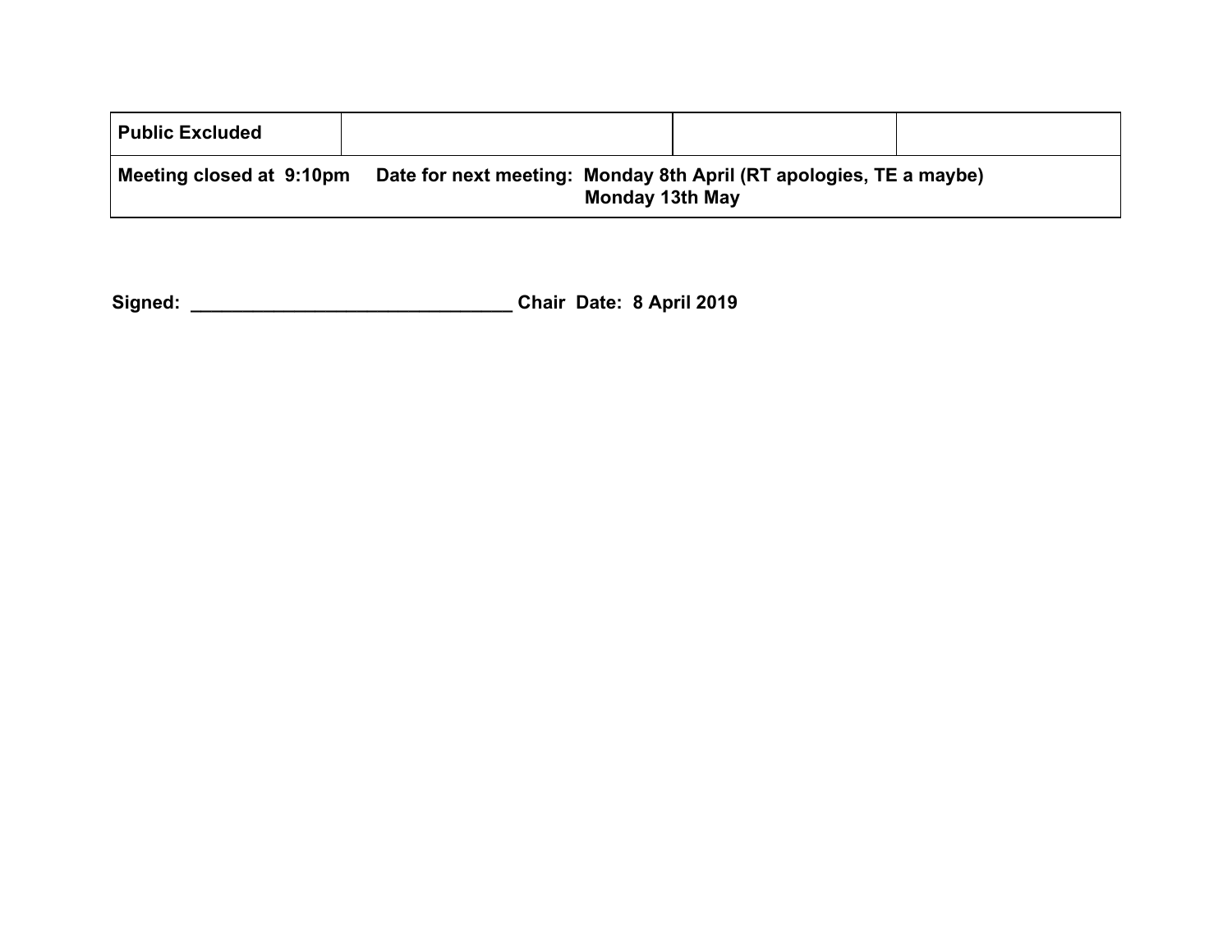| | | | |
|---|---|---|---|
| **Public Excluded** | | | |
| **Meeting closed at 9:10pm** | **Date for next meeting: Monday 8th April (RT apologies, TE a maybe)<br>Monday 13th May** | | |

**Signed: _______________________________ Chair Date: 8 April 2019**